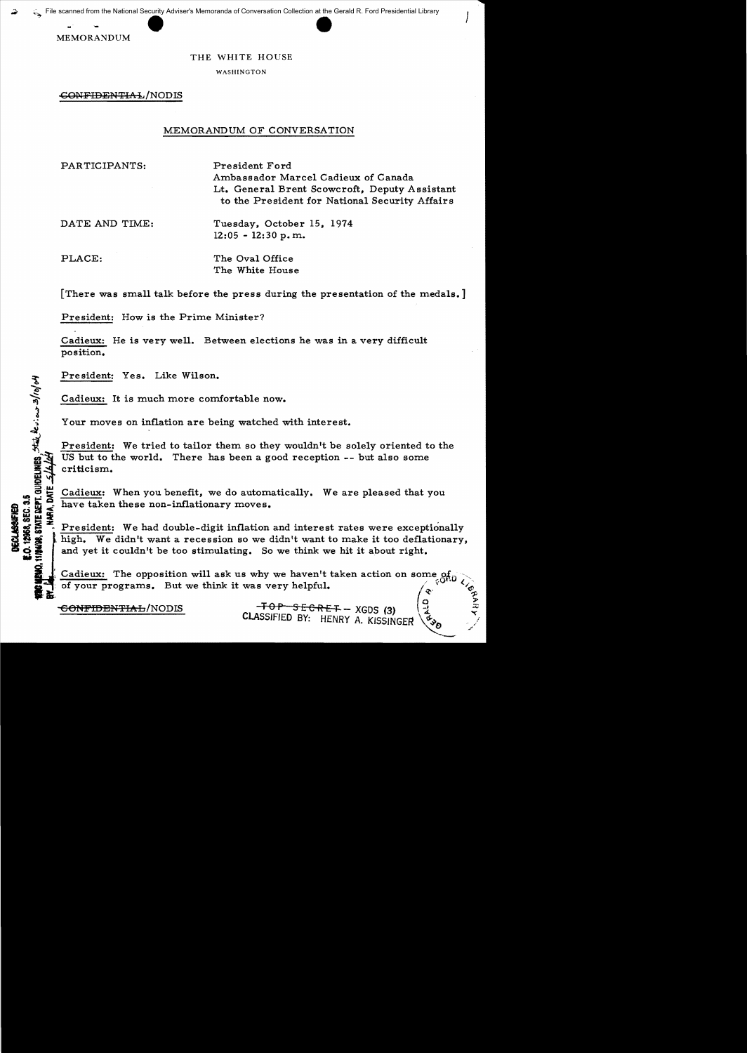MEMORANDUM

THE WHITE HOUSE

WASHINGTON

~~CONFIDENTIAL~~/NODIS

## MEMORANDUM OF CONVERSATION

PARTICIPANTS: President Ford
Ambassador Marcel Cadieux of Canada
Lt. General Brent Scowcroft, Deputy Assistant to the President for National Security Affairs

DATE AND TIME: Tuesday, October 15, 1974
12:05 - 12:30 p.m.

PLACE: The Oval Office
The White House

[There was small talk before the press during the presentation of the medals.]

President: How is the Prime Minister?

Cadieux: He is very well. Between elections he was in a very difficult position.

President: Yes. Like Wilson.

Cadieux: It is much more comfortable now.

Your moves on inflation are being watched with interest.

President: We tried to tailor them so they wouldn't be solely oriented to the US but to the world. There has been a good reception -- but also some criticism.

Cadieux: When you benefit, we do automatically. We are pleased that you have taken these non-inflationary moves.

President: We had double-digit inflation and interest rates were exceptionally high. We didn't want a recession so we didn't want to make it too deflationary, and yet it couldn't be too stimulating. So we think we hit it about right.

Cadieux: The opposition will ask us why we haven't taken action on some of of your programs. But we think it was very helpful.

~~CONFIDENTIAL~~/NODIS

~~TOP SECRET~~ – XGDS (3)
CLASSIFIED BY: HENRY A. KISSINGER

DECLASSIFIED
E.O. 12958, SEC. 3.5
NSC MEMO, 11/24/98, STATE DEPT. GUIDELINES, State Rev. 3/10/04
BY ___, NARA, DATE 5/6/04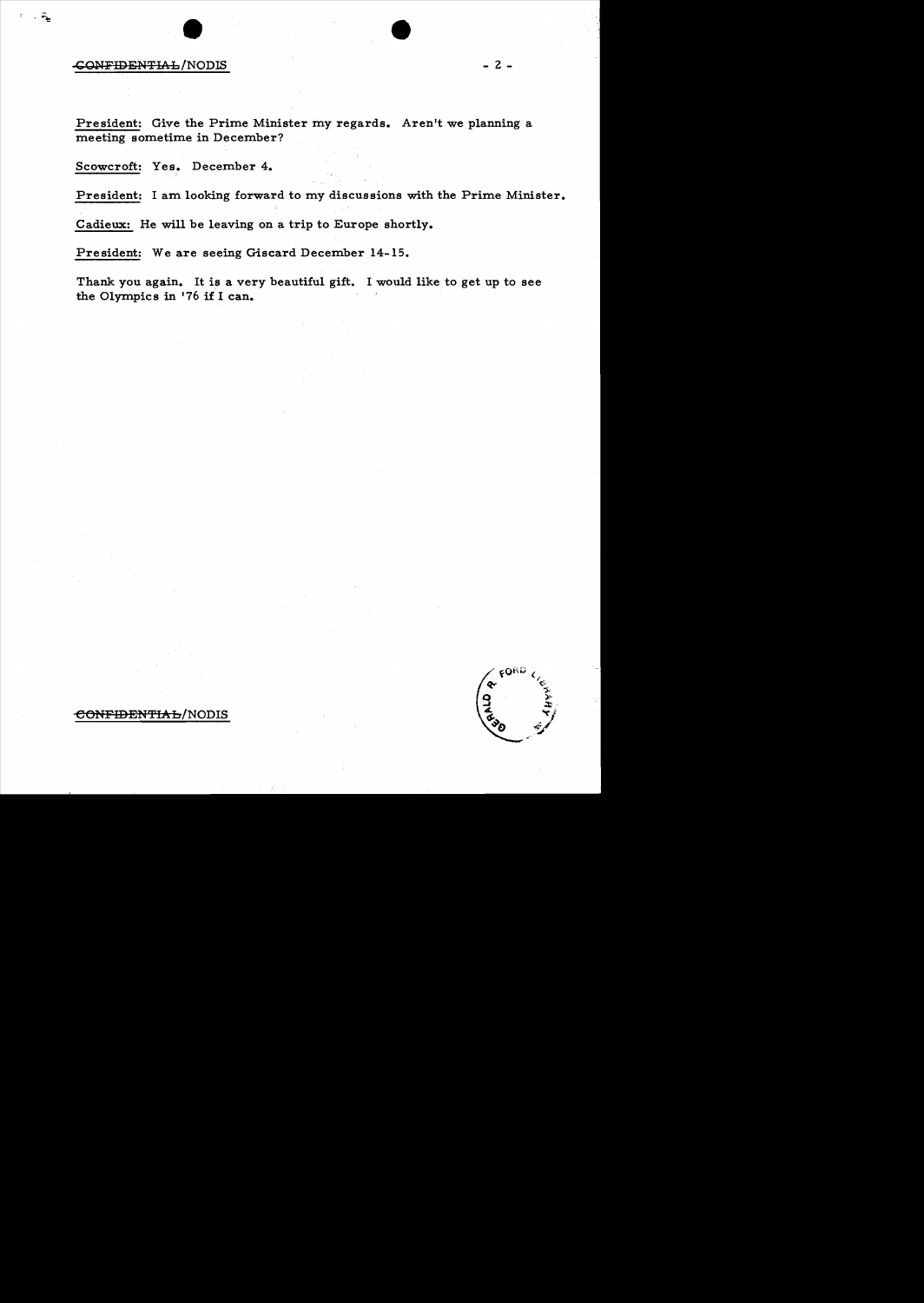President: Give the Prime Minister my regards. Aren't we planning a meeting sometime in December?

Scowcroft: Yes. December 4.

President: I am looking forward to my discussions with the Prime Minister.

Cadieux: He will be leaving on a trip to Europe shortly.

President: We are seeing Giscard December 14-15.

Thank you again. It is a very beautiful gift. I would like to get up to see the Olympics in '76 if I can.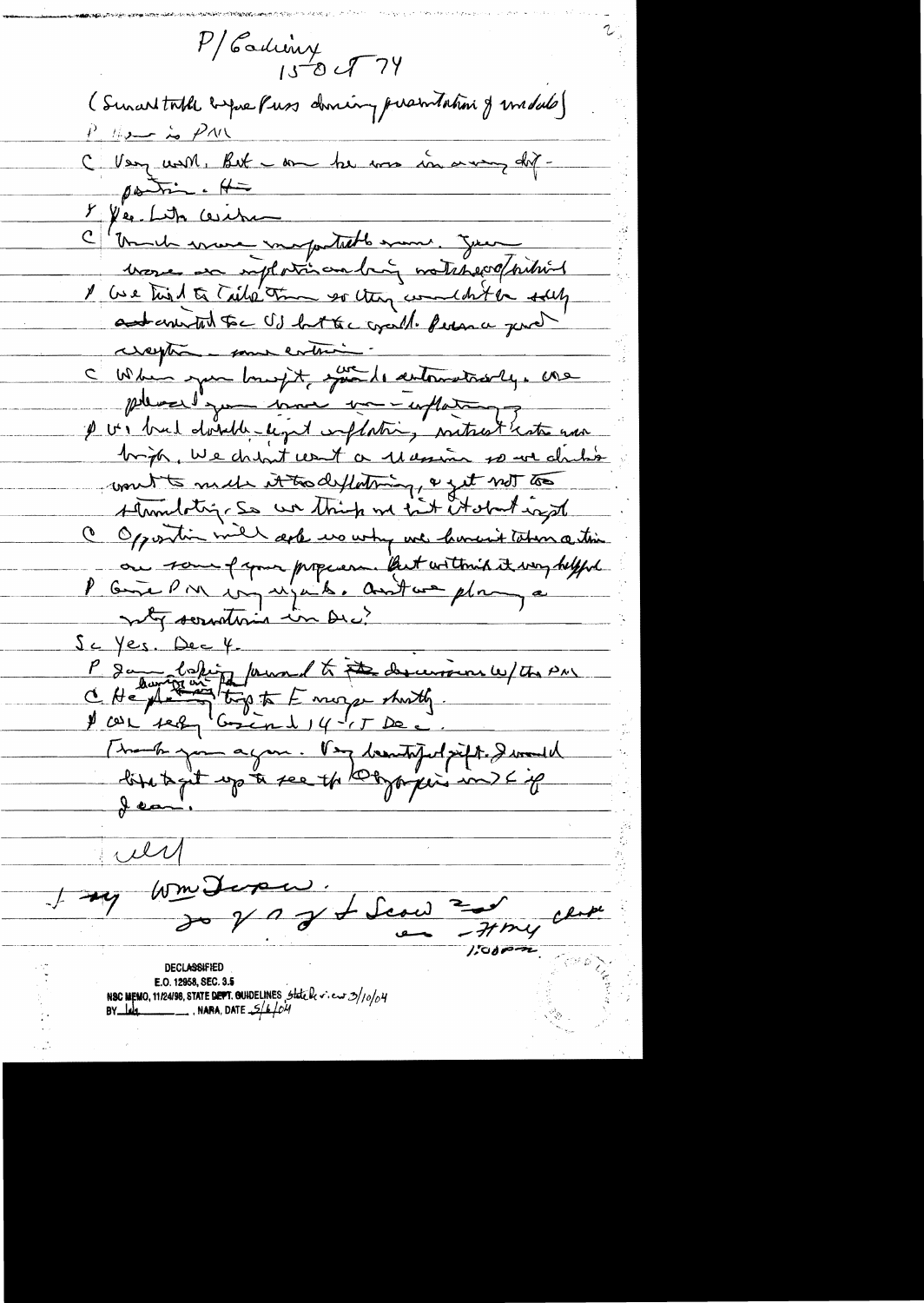P/Cadieux
15 Oct 74

(Small table before Press during presentation of medals)

P Here is PM

C Very well. But — one has to be in a very diff- position. He

P Yes. Lots written

C Much more important to me. Your moves on inflation are being watched/studied

P We tried to take them so they wouldn't be solely ... for US but the world. Press a good reception — some criticism.

C When you brought it, we'd automatically. We pleased you took on — inflating

P We had double-digit inflation, interest rates were high. We didn't want a recession so we didn't want to make it too deflationary, & yet not too stimulating. So we think we hit it about right

C Opposition will ask us why we haven't taken action on some of your program. But without it very helpful

P Give PM my regards. Aren't we planning a visit sometime in Dec?

Sc Yes. Dec 4.

P I am looking forward to the discussions w/ the PM

C He planning trip to E Europe shortly.

P Car says Grind 14-15 Dec.

Thank you again. Very beautiful gift. I would like to get up to see the Olympics in ... if I can.

WM Tappan.

20 Y ... & Scow 2nd — Army ...

1:00pm

DECLASSIFIED
E.O. 12958, SEC. 3.5
NSC MEMO, 11/24/98, STATE DEPT. GUIDELINES State Review 3/10/04
BY lalz, NARA, DATE 5/6/04